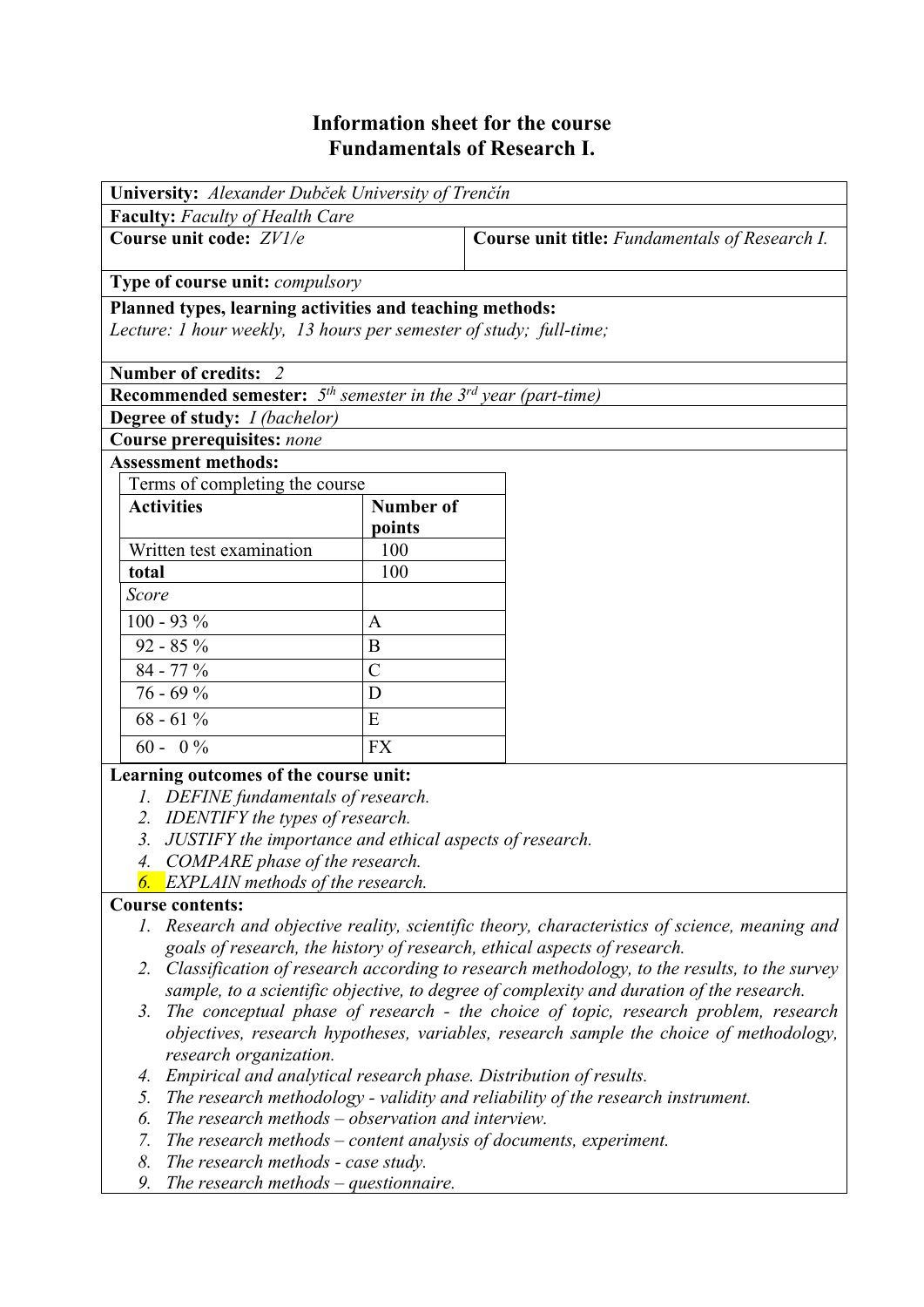# Information sheet for the course
# Fundamentals of Research I.

**University:** *Alexander Dubček University of Trenčín*

**Faculty:** *Faculty of Health Care*

**Course unit code:** *ZV1/e*

**Course unit title:** *Fundamentals of Research I.*

**Type of course unit:** *compulsory*

**Planned types, learning activities and teaching methods:**
*Lecture: 1 hour weekly, 13 hours per semester of study; full-time;*

**Number of credits:** *2*

**Recommended semester:** *5th semester in the 3rd year (part-time)*

**Degree of study:** *I (bachelor)*

**Course prerequisites:** *none*

**Assessment methods:**

| Terms of completing the course | |
|---|---|
| **Activities** | **Number of points** |
| Written test examination | 100 |
| **total** | 100 |
| *Score* | |
| 100 - 93 % | A |
| 92 - 85 % | B |
| 84 - 77 % | C |
| 76 - 69 % | D |
| 68 - 61 % | E |
| 60 - 0 % | FX |

**Learning outcomes of the course unit:**

1. *DEFINE fundamentals of research.*
2. *IDENTIFY the types of research.*
3. *JUSTIFY the importance and ethical aspects of research.*
4. *COMPARE phase of the research.*
6. *EXPLAIN methods of the research.*

**Course contents:**

1. *Research and objective reality, scientific theory, characteristics of science, meaning and goals of research, the history of research, ethical aspects of research.*
2. *Classification of research according to research methodology, to the results, to the survey sample, to a scientific objective, to degree of complexity and duration of the research.*
3. *The conceptual phase of research - the choice of topic, research problem, research objectives, research hypotheses, variables, research sample the choice of methodology, research organization.*
4. *Empirical and analytical research phase. Distribution of results.*
5. *The research methodology - validity and reliability of the research instrument.*
6. *The research methods – observation and interview.*
7. *The research methods – content analysis of documents, experiment.*
8. *The research methods - case study.*
9. *The research methods – questionnaire.*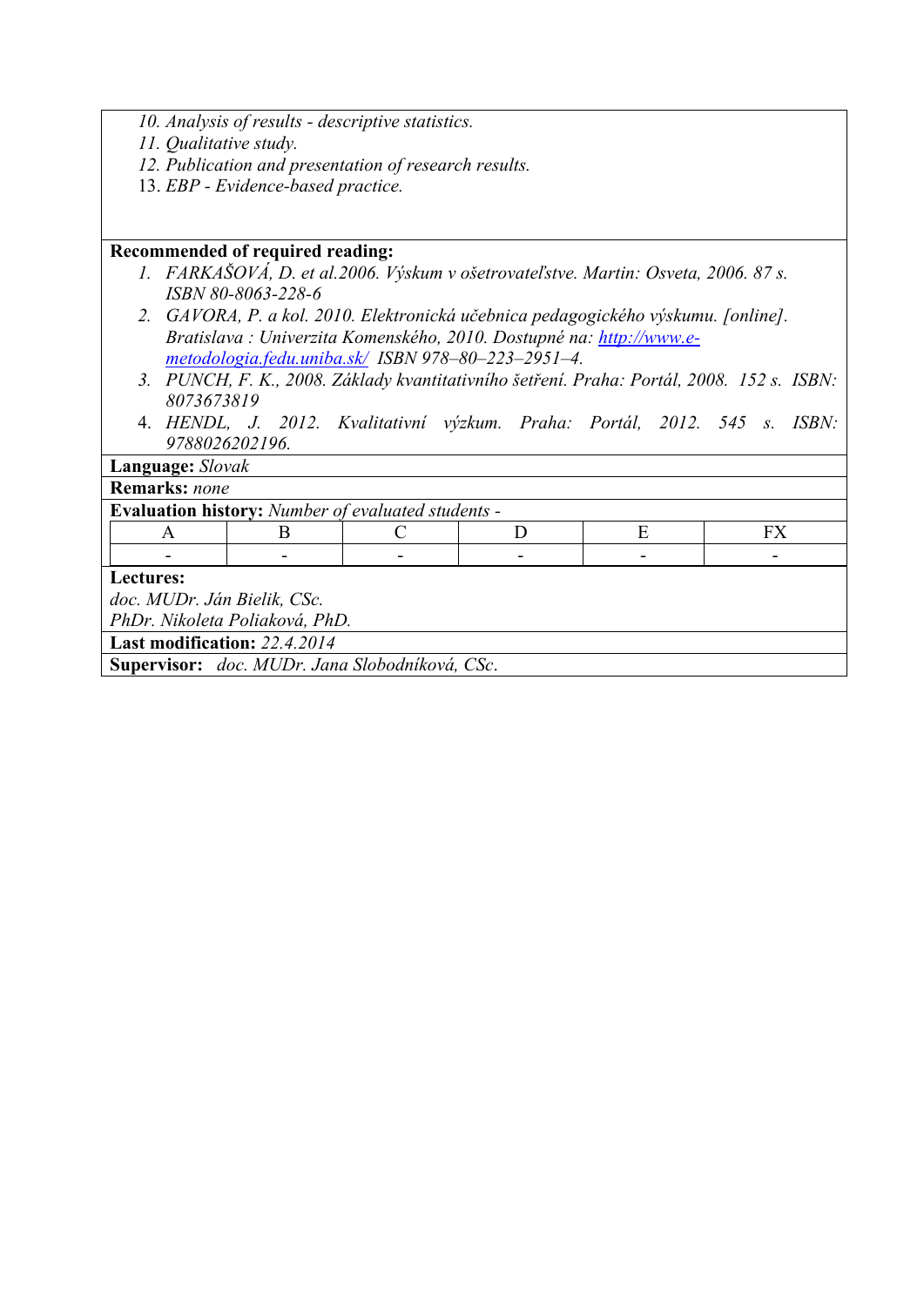10. *Analysis of results - descriptive statistics.*
11. *Qualitative study.*
12. *Publication and presentation of research results.*
13. *EBP - Evidence-based practice.*

**Recommended of required reading:**

1. *FARKAŠOVÁ, D. et al.2006. Výskum v ošetrovateľstve. Martin: Osveta, 2006. 87 s. ISBN 80-8063-228-6*
2. *GAVORA, P. a kol. 2010. Elektronická učebnica pedagogického výskumu. [online]. Bratislava : Univerzita Komenského, 2010. Dostupné na: [http://www.e-metodologia.fedu.uniba.sk/](http://www.e-metodologia.fedu.uniba.sk/) ISBN 978–80–223–2951–4.*
3. *PUNCH, F. K., 2008. Základy kvantitativního šetření. Praha: Portál, 2008. 152 s. ISBN: 8073673819*
4. *HENDL, J. 2012. Kvalitativní výzkum. Praha: Portál, 2012. 545 s. ISBN: 9788026202196.*

**Language:** *Slovak*

**Remarks:** *none*

**Evaluation history:** *Number of evaluated students -*

| A | B | C | D | E | FX |
|---|---|---|---|---|---|
| - | - | - | - | - | - |

**Lectures:**

*doc. MUDr. Ján Bielik, CSc.*

*PhDr. Nikoleta Poliaková, PhD.*

**Last modification:** *22.4.2014*

**Supervisor:** *doc. MUDr. Jana Slobodníková, CSc.*